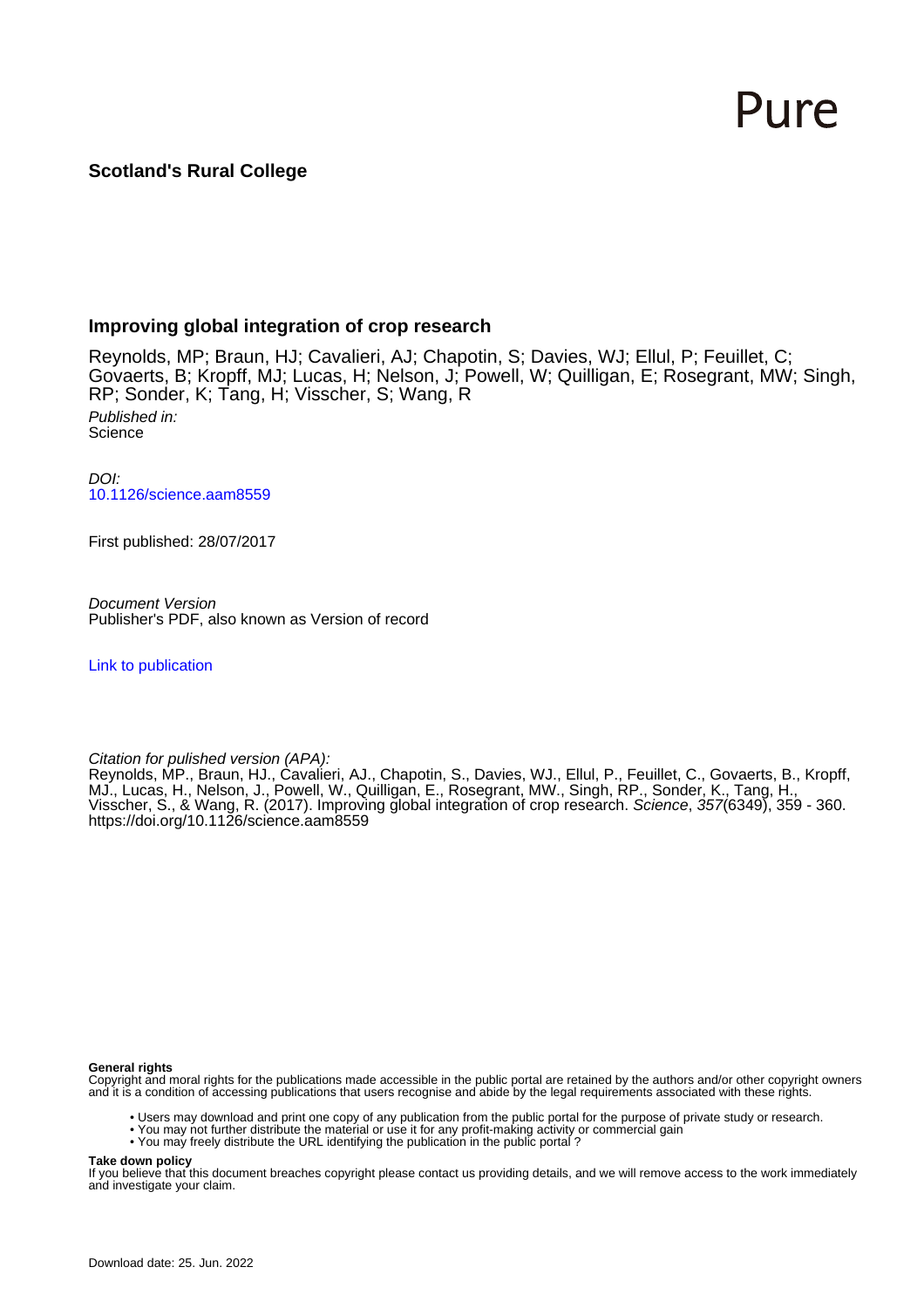Pure

**Scotland's Rural College**

## Improving global integration of crop research

Reynolds, MP; Braun, HJ; Cavalieri, AJ; Chapotin, S; Davies, WJ; Ellul, P; Feuillet, C; Govaerts, B; Kropff, MJ; Lucas, H; Nelson, J; Powell, W; Quilligan, E; Rosegrant, MW; Singh, RP; Sonder, K; Tang, H; Visscher, S; Wang, R

*Published in:*
Science

*DOI:*
10.1126/science.aam8559

First published: 28/07/2017

*Document Version*
Publisher's PDF, also known as Version of record

Link to publication

*Citation for pulished version (APA):*
Reynolds, MP., Braun, HJ., Cavalieri, AJ., Chapotin, S., Davies, WJ., Ellul, P., Feuillet, C., Govaerts, B., Kropff, MJ., Lucas, H., Nelson, J., Powell, W., Quilligan, E., Rosegrant, MW., Singh, RP., Sonder, K., Tang, H., Visscher, S., & Wang, R. (2017). Improving global integration of crop research. *Science*, *357*(6349), 359 - 360. https://doi.org/10.1126/science.aam8559

**General rights**
Copyright and moral rights for the publications made accessible in the public portal are retained by the authors and/or other copyright owners and it is a condition of accessing publications that users recognise and abide by the legal requirements associated with these rights.

- Users may download and print one copy of any publication from the public portal for the purpose of private study or research.
- You may not further distribute the material or use it for any profit-making activity or commercial gain
- You may freely distribute the URL identifying the publication in the public portal ?

**Take down policy**
If you believe that this document breaches copyright please contact us providing details, and we will remove access to the work immediately and investigate your claim.

Download date: 25. Jun. 2022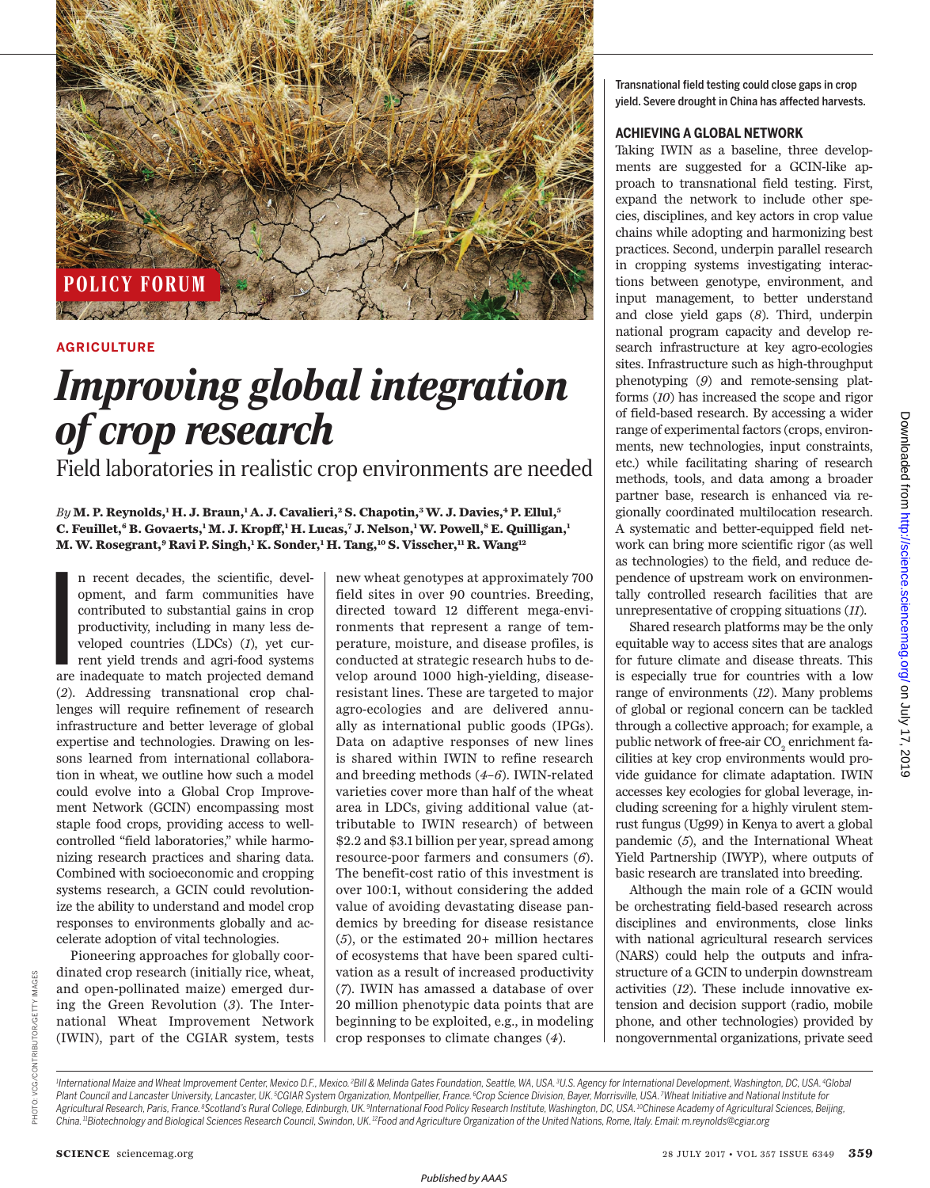POLICY FORUM

AGRICULTURE

# *Improving global integration of crop research*

## Field laboratories in realistic crop environments are needed

*By* **M. P. Reynolds,[1] H. J. Braun,[1] A. J. Cavalieri,[2] S. Chapotin,[3] W. J. Davies,[4] P. Ellul,[5] C. Feuillet,[6] B. Govaerts,[1] M. J. Kropff,[1] H. Lucas,[7] J. Nelson,[1] W. Powell,[8] E. Quilligan,[1] M. W. Rosegrant,[9] Ravi P. Singh,[1] K. Sonder,[1] H. Tang,[10] S. Visscher,[11] R. Wang[12]**

In recent decades, the scientific, development, and farm communities have contributed to substantial gains in crop productivity, including in many less developed countries (LDCs) (*1*), yet current yield trends and agri-food systems are inadequate to match projected demand (*2*). Addressing transnational crop challenges will require refinement of research infrastructure and better leverage of global expertise and technologies. Drawing on lessons learned from international collaboration in wheat, we outline how such a model could evolve into a Global Crop Improvement Network (GCIN) encompassing most staple food crops, providing access to well-controlled "field laboratories," while harmonizing research practices and sharing data. Combined with socioeconomic and cropping systems research, a GCIN could revolutionize the ability to understand and model crop responses to environments globally and accelerate adoption of vital technologies.

Pioneering approaches for globally coordinated crop research (initially rice, wheat, and open-pollinated maize) emerged during the Green Revolution (*3*). The International Wheat Improvement Network (IWIN), part of the CGIAR system, tests new wheat genotypes at approximately 700 field sites in over 90 countries. Breeding, directed toward 12 different mega-environments that represent a range of temperature, moisture, and disease profiles, is conducted at strategic research hubs to develop around 1000 high-yielding, disease-resistant lines. These are targeted to major agro-ecologies and are delivered annually as international public goods (IPGs). Data on adaptive responses of new lines is shared within IWIN to refine research and breeding methods (*4*–*6*). IWIN-related varieties cover more than half of the wheat area in LDCs, giving additional value (attributable to IWIN research) of between \$2.2 and \$3.1 billion per year, spread among resource-poor farmers and consumers (*6*). The benefit-cost ratio of this investment is over 100:1, without considering the added value of avoiding devastating disease pandemics by breeding for disease resistance (*5*), or the estimated 20+ million hectares of ecosystems that have been spared cultivation as a result of increased productivity (*7*). IWIN has amassed a database of over 20 million phenotypic data points that are beginning to be exploited, e.g., in modeling crop responses to climate changes (*4*).

Transnational field testing could close gaps in crop yield. Severe drought in China has affected harvests.

### ACHIEVING A GLOBAL NETWORK

Taking IWIN as a baseline, three developments are suggested for a GCIN-like approach to transnational field testing. First, expand the network to include other species, disciplines, and key actors in crop value chains while adopting and harmonizing best practices. Second, underpin parallel research in cropping systems investigating interactions between genotype, environment, and input management, to better understand and close yield gaps (*8*). Third, underpin national program capacity and develop research infrastructure at key agro-ecologies sites. Infrastructure such as high-throughput phenotyping (*9*) and remote-sensing platforms (*10*) has increased the scope and rigor of field-based research. By accessing a wider range of experimental factors (crops, environments, new technologies, input constraints, etc.) while facilitating sharing of research methods, tools, and data among a broader partner base, research is enhanced via regionally coordinated multilocation research. A systematic and better-equipped field network can bring more scientific rigor (as well as technologies) to the field, and reduce dependence of upstream work on environmentally controlled research facilities that are unrepresentative of cropping situations (*11*).

Shared research platforms may be the only equitable way to access sites that are analogs for future climate and disease threats. This is especially true for countries with a low range of environments (*12*). Many problems of global or regional concern can be tackled through a collective approach; for example, a public network of free-air $CO_2$ enrichment facilities at key crop environments would provide guidance for climate adaptation. IWIN accesses key ecologies for global leverage, including screening for a highly virulent stem-rust fungus (Ug99) in Kenya to avert a global pandemic (*5*), and the International Wheat Yield Partnership (IWYP), where outputs of basic research are translated into breeding.

Although the main role of a GCIN would be orchestrating field-based research across disciplines and environments, close links with national agricultural research services (NARS) could help the outputs and infrastructure of a GCIN to underpin downstream activities (*12*). These include innovative extension and decision support (radio, mobile phone, and other technologies) provided by nongovernmental organizations, private seed

[1]International Maize and Wheat Improvement Center, Mexico D.F., Mexico. [2]Bill & Melinda Gates Foundation, Seattle, WA, USA. [3]U.S. Agency for International Development, Washington, DC, USA. [4]Global Plant Council and Lancaster University, Lancaster, UK. [5]CGIAR System Organization, Montpellier, France. [6]Crop Science Division, Bayer, Morrisville, USA. [7]Wheat Initiative and National Institute for Agricultural Research, Paris, France. [8]Scotland's Rural College, Edinburgh, UK. [9]International Food Policy Research Institute, Washington, DC, USA. [10]Chinese Academy of Agricultural Sciences, Beijing, China. [11]Biotechnology and Biological Sciences Research Council, Swindon, UK. [12]Food and Agriculture Organization of the United Nations, Rome, Italy. Email: m.reynolds@cgiar.org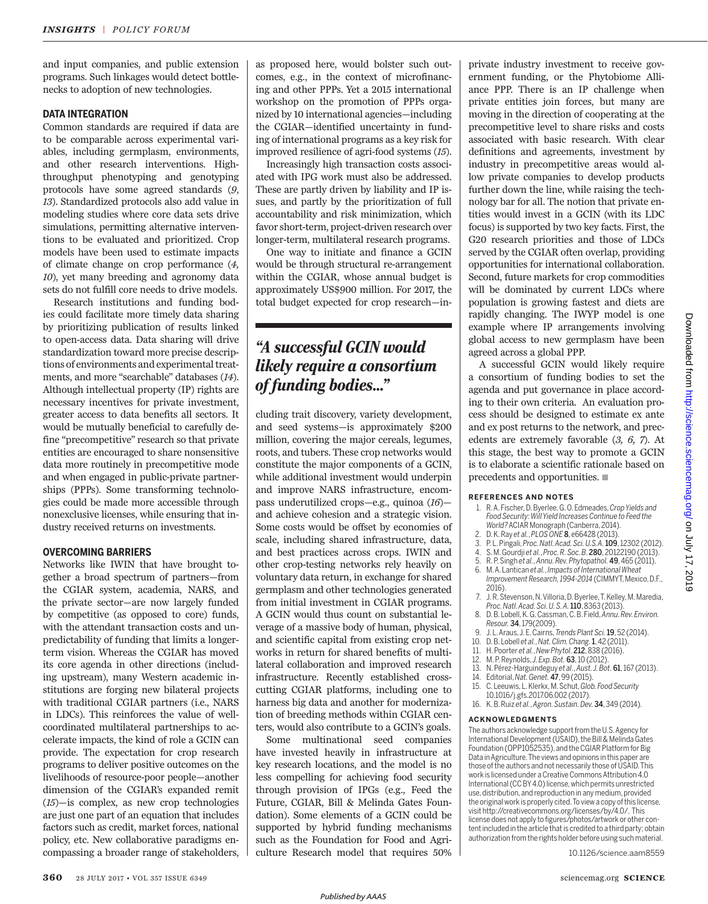and input companies, and public extension programs. Such linkages would detect bottlenecks to adoption of new technologies.

### DATA INTEGRATION

Common standards are required if data are to be comparable across experimental variables, including germplasm, environments, and other research interventions. High-throughput phenotyping and genotyping protocols have some agreed standards (*9, 13*). Standardized protocols also add value in modeling studies where core data sets drive simulations, permitting alternative interventions to be evaluated and prioritized. Crop models have been used to estimate impacts of climate change on crop performance (*4, 10*), yet many breeding and agronomy data sets do not fulfill core needs to drive models.

Research institutions and funding bodies could facilitate more timely data sharing by prioritizing publication of results linked to open-access data. Data sharing will drive standardization toward more precise descriptions of environments and experimental treatments, and more "searchable" databases (*14*). Although intellectual property (IP) rights are necessary incentives for private investment, greater access to data benefits all sectors. It would be mutually beneficial to carefully define "precompetitive" research so that private entities are encouraged to share nonsensitive data more routinely in precompetitive mode and when engaged in public-private partnerships (PPPs). Some transforming technologies could be made more accessible through nonexclusive licenses, while ensuring that industry received returns on investments.

### OVERCOMING BARRIERS

Networks like IWIN that have brought together a broad spectrum of partners—from the CGIAR system, academia, NARS, and the private sector—are now largely funded by competitive (as opposed to core) funds, with the attendant transaction costs and unpredictability of funding that limits a longer-term vision. Whereas the CGIAR has moved its core agenda in other directions (including upstream), many Western academic institutions are forging new bilateral projects with traditional CGIAR partners (i.e., NARS in LDCs). This reinforces the value of well-coordinated multilateral partnerships to accelerate impacts, the kind of role a GCIN can provide. The expectation for crop research programs to deliver positive outcomes on the livelihoods of resource-poor people—another dimension of the CGIAR's expanded remit (*15*)—is complex, as new crop technologies are just one part of an equation that includes factors such as credit, market forces, national policy, etc. New collaborative paradigms encompassing a broader range of stakeholders, as proposed here, would bolster such outcomes, e.g., in the context of microfinancing and other PPPs. Yet a 2015 international workshop on the promotion of PPPs organized by 10 international agencies—including the CGIAR—identified uncertainty in funding of international programs as a key risk for improved resilience of agri-food systems (*15*).

Increasingly high transaction costs associated with IPG work must also be addressed. These are partly driven by liability and IP issues, and partly by the prioritization of full accountability and risk minimization, which favor short-term, project-driven research over longer-term, multilateral research programs.

One way to initiate and finance a GCIN would be through structural re-arrangement within the CGIAR, whose annual budget is approximately US$900 million. For 2017, the total budget expected for crop research—including trait discovery, variety development, and seed systems—is approximately $200 million, covering the major cereals, legumes, roots, and tubers. These crop networks would constitute the major components of a GCIN, while additional investment would underpin and improve NARS infrastructure, encompass underutilized crops—e.g., quinoa (*16*)—and achieve cohesion and a strategic vision. Some costs would be offset by economies of scale, including shared infrastructure, data, and best practices across crops. IWIN and other crop-testing networks rely heavily on voluntary data return, in exchange for shared germplasm and other technologies generated from initial investment in CGIAR programs. A GCIN would thus count on substantial leverage of a massive body of human, physical, and scientific capital from existing crop networks in return for shared benefits of multilateral collaboration and improved research infrastructure. Recently established cross-cutting CGIAR platforms, including one to harness big data and another for modernization of breeding methods within CGIAR centers, would also contribute to a GCIN's goals.

Some multinational seed companies have invested heavily in infrastructure at key research locations, and the model is no less compelling for achieving food security through provision of IPGs (e.g., Feed the Future, CGIAR, Bill & Melinda Gates Foundation). Some elements of a GCIN could be supported by hybrid funding mechanisms such as the Foundation for Food and Agriculture Research model that requires 50% private industry investment to receive government funding, or the Phytobiome Alliance PPP. There is an IP challenge when private entities join forces, but many are moving in the direction of cooperating at the precompetitive level to share risks and costs associated with basic research. With clear definitions and agreements, investment by industry in precompetitive areas would allow private companies to develop products further down the line, while raising the technology bar for all. The notion that private entities would invest in a GCIN (with its LDC focus) is supported by two key facts. First, the G20 research priorities and those of LDCs served by the CGIAR often overlap, providing opportunities for international collaboration. Second, future markets for crop commodities will be dominated by current LDCs where population is growing fastest and diets are rapidly changing. The IWYP model is one example where IP arrangements involving global access to new germplasm have been agreed across a global PPP.

*"A successful GCIN would likely require a consortium of funding bodies..."*

A successful GCIN would likely require a consortium of funding bodies to set the agenda and put governance in place according to their own criteria. An evaluation process should be designed to estimate ex ante and ex post returns to the network, and precedents are extremely favorable (*3, 6, 7*). At this stage, the best way to promote a GCIN is to elaborate a scientific rationale based on precedents and opportunities. ■

### REFERENCES AND NOTES

1. R. A. Fischer, D. Byerlee, G. O. Edmeades, *Crop Yields and Food Security: Will Yield Increases Continue to Feed the World?* ACIAR Monograph (Canberra, 2014).
2. D. K. Ray *et al.*, *PLOS ONE* **8**, e66428 (2013).
3. P. L. Pingali, *Proc. Natl. Acad. Sci. U.S.A.* **109**, 12302 (2012).
4. S. M. Gourdji *et al.*, *Proc. R. Soc. B*. **280**, 20122190 (2013).
5. R. P. Singh *et al.*, *Annu. Rev. Phytopathol.* **49**, 465 (2011).
6. M. A. Lantican *et al.*, *Impacts of International Wheat Improvement Research, 1994-2014* (CIMMYT, Mexico, D.F., 2016).
7. J. R. Stevenson, N. Villoria, D. Byerlee, T. Kelley, M. Maredia, *Proc. Natl. Acad. Sci. U. S. A.* **110**, 8363 (2013).
8. D. B. Lobell, K. G. Cassman, C. B. Field, *Annu. Rev. Environ. Resour.* **34**, 179(2009).
9. J. L. Araus, J. E. Cairns, *Trends Plant Sci.* **19**, 52 (2014).
10. D. B. Lobell *et al.*, *Nat. Clim. Chang.* **1**, 42 (2011).
11. H. Poorter *et al.*, *New Phytol.* **212**, 838 (2016).
12. M. P. Reynolds, *J. Exp. Bot.* **63**, 10 (2012).
13. N. Pérez-Harguindeguy *et al.*, *Aust. J. Bot.* **61**, 167 (2013).
14. Editorial, *Nat. Genet.* **47**, 99 (2015).
15. C. Leeuwis, L. Klerkx, M. Schut, *Glob. Food Security* 10.1016/j.gfs.2017.06.002 (2017).
16. K. B. Ruiz *et al.*, *Agron. Sustain. Dev.* **34**, 349 (2014).

### ACKNOWLEDGMENTS

The authors acknowledge support from the U.S. Agency for International Development (USAID), the Bill & Melinda Gates Foundation (OPP1052535), and the CGIAR Platform for Big Data in Agriculture. The views and opinions in this paper are those of the authors and not necessarily those of USAID. This work is licensed under a Creative Commons Attribution 4.0 International (CC BY 4.0) license, which permits unrestricted use, distribution, and reproduction in any medium, provided the original work is properly cited. To view a copy of this license, visit http://creativecommons.org/licenses/by/4.0/. This license does not apply to figures/photos/artwork or other content included in the article that is credited to a third party; obtain authorization from the rights holder before using such material.

10.1126/science.aam8559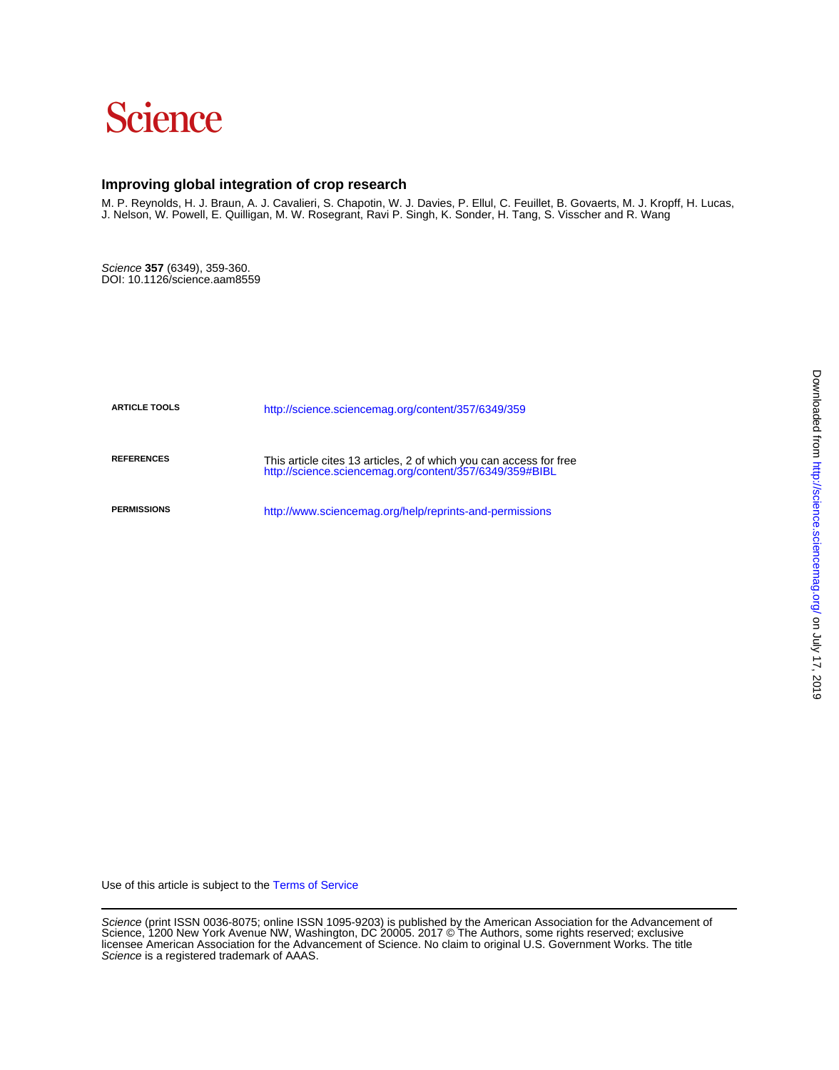Science

# Improving global integration of crop research

M. P. Reynolds, H. J. Braun, A. J. Cavalieri, S. Chapotin, W. J. Davies, P. Ellul, C. Feuillet, B. Govaerts, M. J. Kropff, H. Lucas, J. Nelson, W. Powell, E. Quilligan, M. W. Rosegrant, Ravi P. Singh, K. Sonder, H. Tang, S. Visscher and R. Wang

*Science* **357** (6349), 359-360.
DOI: 10.1126/science.aam8559

| | |
|---|---|
| **ARTICLE TOOLS** | http://science.sciencemag.org/content/357/6349/359 |
| **REFERENCES** | This article cites 13 articles, 2 of which you can access for free http://science.sciencemag.org/content/357/6349/359#BIBL |
| **PERMISSIONS** | http://www.sciencemag.org/help/reprints-and-permissions |

Use of this article is subject to the Terms of Service

*Science* (print ISSN 0036-8075; online ISSN 1095-9203) is published by the American Association for the Advancement of Science, 1200 New York Avenue NW, Washington, DC 20005. 2017 © The Authors, some rights reserved; exclusive licensee American Association for the Advancement of Science. No claim to original U.S. Government Works. The title *Science* is a registered trademark of AAAS.

Downloaded from http://science.sciencemag.org/ on July 17, 2019